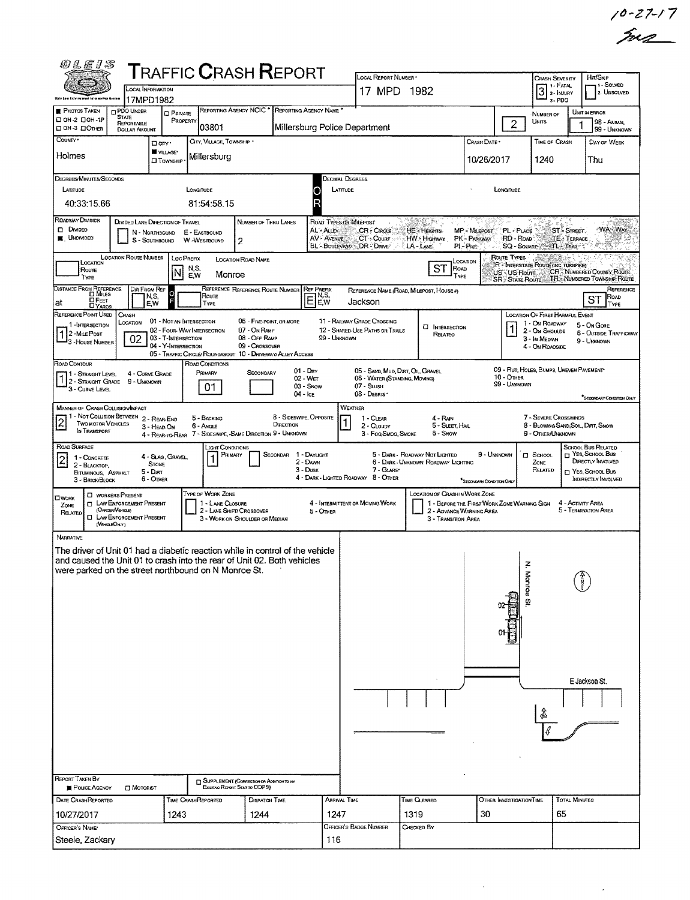10-27-17

# TRAFFIC CRASH REPORT

| Field | Value |
| --- | --- |
| Local Information | 17MPD1982 |
| Local Report Number | 17 MPD 1982 |
| Crash Severity | 3 (1 - Fatal, 2 - Injury, 3 - PDO) |
| Hit/Skip | (1 - Solved, 2 - Unsolved) |
| Reporting Agency NCIC | 03801 |
| Reporting Agency Name | Millersburg Police Department |
| Number of Units | 2 |
| Unit in Error | 1 (98 - Animal, 99 - Unknown) |
| County | Holmes |
| City, Village, Township | Village: Millersburg |
| Crash Date | 10/26/2017 |
| Time of Crash | 1240 |
| Day of Week | Thu |

**Degrees/Minutes/Seconds**

| Latitude | Longitude |
| --- | --- |
| 40:33:15.66 | 81:54:58.15 |

**Roadway Division:** Undivided
**Number of Thru Lanes:** 2

**Location:** Loc Prefix: N — Location Road Name: Monroe — Road Type: ST

**Distance from Reference:** at — Ref Prefix: E — Reference Name: Jackson — Reference Type: ST

**Reference Point Used:** 1 (1 - Intersection, 2 - Mile Post, 3 - House Number)

**Crash Location:** 02 (01 - Not an Intersection, 02 - Four-Way Intersection, 03 - T-Intersection, 04 - Y-Intersection, 05 - Traffic Circle/Roundabout, 06 - Five-Point, or More, 07 - On Ramp, 08 - Off Ramp, 09 - Crossover, 10 - Driveway/Alley Access, 11 - Railway Grade Crossing, 12 - Shared-Use Paths or Trails, 99 - Unknown)

**Location of First Harmful Event:** 1 (1 - On Roadway, 2 - On Shoulder, 3 - In Median, 4 - On Roadside, 5 - On Gore, 6 - Outside Trafficway, 9 - Unknown)

**Road Contour:** 1 (1 - Straight Level, 2 - Straight Grade, 3 - Curve Level, 4 - Curve Grade, 9 - Unknown)

**Road Conditions:** Primary: 01 (01 - Dry)

**Manner of Crash Collision/Impact:** 2 (2 - Rear-End)

**Weather:** 1 (1 - Clear)

**Road Surface:** 2 (2 - Blacktop, Bituminous, Asphalt)

**Light Conditions:** Primary: 1 (1 - Daylight)

## Narrative

The driver of Unit 01 had a diabetic reaction while in control of the vehicle and caused the Unit 01 to crash into the rear of Unit 02. Both vehicles were parked on the street northbound on N Monroe St.

(Diagram labels: N. Monroe St., 02, 01, E Jackson St.)

**Report Taken By:** Police Agency

| Date Crash Reported | Time Crash Reported | Dispatch Time | Arrival Time | Time Cleared | Other Investigation Time | Total Minutes |
| --- | --- | --- | --- | --- | --- | --- |
| 10/27/2017 | 1243 | 1244 | 1247 | 1319 | 30 | 65 |

| Officer's Name | Officer's Badge Number | Checked By |
| --- | --- | --- |
| Steele, Zackary | 116 | |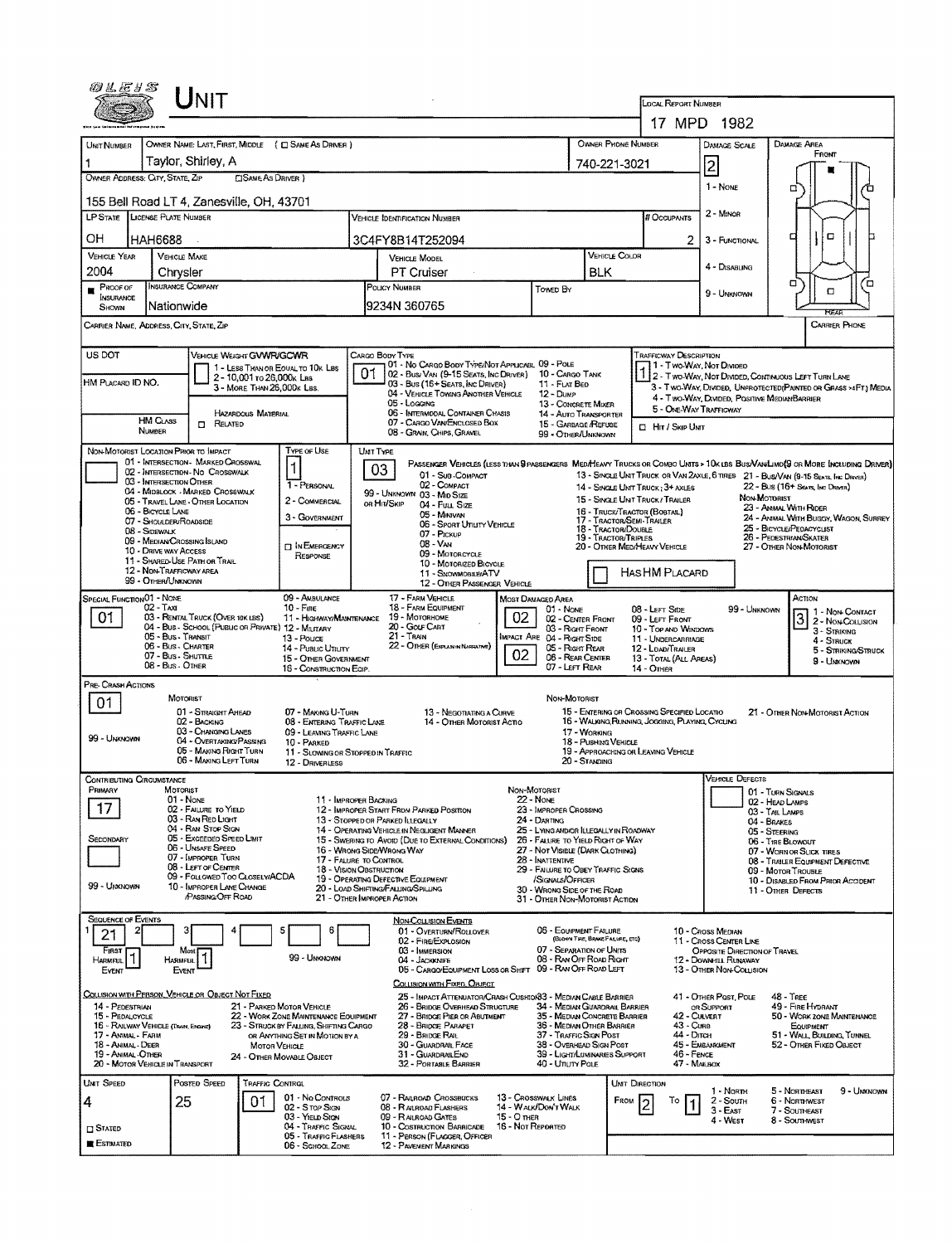# UNIT

**LOCAL REPORT NUMBER:** 17 MPD 1982

| UNIT NUMBER | OWNER NAME: LAST, FIRST, MIDDLE ( ☐ SAME AS DRIVER ) | OWNER PHONE NUMBER | DAMAGE SCALE |
|---|---|---|---|
| 1 | Taylor, Shirley, A | 740-221-3021 | 2 |

**OWNER ADDRESS: CITY, STATE, ZIP** ( ☐ SAME AS DRIVER ): 155 Bell Road LT 4, Zanesville, OH, 43701

**DAMAGE SCALE:** 1 - NONE; 2 - MINOR; 3 - FUNCTIONAL; 4 - DISABLING; 9 - UNKNOWN

**DAMAGE AREA:** FRONT / REAR

| LP STATE | LICENSE PLATE NUMBER | VEHICLE IDENTIFICATION NUMBER | # OCCUPANTS |
|---|---|---|---|
| OH | HAH6688 | 3C4FY8B14T252094 | 2 |

| VEHICLE YEAR | VEHICLE MAKE | VEHICLE MODEL | VEHICLE COLOR |
|---|---|---|---|
| 2004 | Chrysler | PT Cruiser | BLK |

| PROOF OF INSURANCE SHOWN | INSURANCE COMPANY | POLICY NUMBER | TOWED BY |
|---|---|---|---|
| ■ | Nationwide | 9234N 360765 | |

**CARRIER NAME, ADDRESS, CITY, STATE, ZIP** | **CARRIER PHONE**

**US DOT** | **HM PLACARD ID NO.** | **HM CLASS NUMBER**

**VEHICLE WEIGHT GVWR/GCWR:** 1 - LESS THAN OR EQUAL TO 10K LBS; 2 - 10,001 TO 26,000K LBS; 3 - MORE THAN 26,000K LBS.

HAZARDOUS MATERIAL ☐ RELATED

**CARGO BODY TYPE:** 01
01 - NO CARGO BODY TYPE/NOT APPLICABLE; 02 - BUS/VAN (9-15 SEATS, INC DRIVER); 03 - BUS (16+ SEATS, INC DRIVER); 04 - VEHICLE TOWING ANOTHER VEHICLE; 05 - LOGGING; 06 - INTERMODAL CONTAINER CHASIS; 07 - CARGO VAN/ENCLOSED BOX; 08 - GRAIN, CHIPS, GRAVEL; 09 - POLE; 10 - CARGO TANK; 11 - FLAT BED; 12 - DUMP; 13 - CONCRETE MIXER; 14 - AUTO TRANSPORTER; 15 - GARBAGE/REFUSE; 99 - OTHER/UNKNOWN

**TRAFFICWAY DESCRIPTION:** 1
1 - TWO-WAY, NOT DIVIDED; 2 - TWO-WAY, NOT DIVIDED, CONTINUOUS LEFT TURN LANE; 3 - TWO-WAY, DIVIDED, UNPROTECTED (PAINTED OR GRASS >4FT) MEDIA; 4 - TWO-WAY, DIVIDED, POSITIVE MEDIAN BARRIER; 5 - ONE-WAY TRAFFICWAY
☐ HIT / SKIP UNIT

**NON-MOTORIST LOCATION PRIOR TO IMPACT:**
01 - INTERSECTION - MARKED CROSSWAL; 02 - INTERSECTION - NO CROSSWALK; 03 - INTERSECTION OTHER; 04 - MIDBLOCK - MARKED CROSSWALK; 05 - TRAVEL LANE - OTHER LOCATION; 06 - BICYCLE LANE; 07 - SHOULDER/ROADSIDE; 08 - SIDEWALK; 09 - MEDIAN/CROSSING ISLAND; 10 - DRIVE WAY ACCESS; 11 - SHARED-USE PATH OR TRAIL; 12 - NON-TRAFFICWAY AREA; 99 - OTHER/UNKNOWN

**TYPE OF USE:** 1
1 - PERSONAL; 2 - COMMERCIAL; 3 - GOVERNMENT; ☐ IN EMERGENCY RESPONSE

**UNIT TYPE:** 03
PASSENGER VEHICLES (LESS THAN 9 PASSENGERS): 01 - SUB-COMPACT; 02 - COMPACT; 99 - UNKNOWN 03 - MID SIZE; OR HIT/SKIP 04 - FULL SIZE; 05 - MINIVAN; 06 - SPORT UTILITY VEHICLE; 07 - PICKUP; 08 - VAN; 09 - MOTORCYCLE; 10 - MOTORIZED BICYCLE; 11 - SNOWMOBILE/ATV; 12 - OTHER PASSENGER VEHICLE
MED/HEAVY TRUCKS OR COMBO UNITS > 10K LBS BUS/VAN/LIMO (9 OR MORE INCLUDING DRIVER): 13 - SINGLE UNIT TRUCK OR VAN 2AXLE, 6 TIRES; 14 - SINGLE UNIT TRUCK; 3+ AXLES; 15 - SINGLE UNIT TRUCK / TRAILER; 16 - TRUCK/TRACTOR (BOBTAIL); 17 - TRACTOR/SEMI-TRAILER; 18 - TRACTOR/DOUBLE; 19 - TRACTOR/TRIPLES; 20 - OTHER MED/HEAVY VEHICLE; 21 - BUS/VAN (9-15 SEATS, INC DRIVER); 22 - BUS (16+ SEATS, INC DRIVER)
NON-MOTORIST: 23 - ANIMAL WITH RIDER; 24 - ANIMAL WITH BUGGY, WAGON, SURREY; 25 - BICYCLE/PEDACYCLIST; 26 - PEDESTRIAN/SKATER; 27 - OTHER NON-MOTORIST
☐ HAS HM PLACARD

**SPECIAL FUNCTION:** 01
01 - NONE; 02 - TAXI; 03 - RENTAL TRUCK (OVER 10K LBS); 04 - BUS - SCHOOL (PUBLIC OR PRIVATE); 05 - BUS - TRANSIT; 06 - BUS - CHARTER; 07 - BUS - SHUTTLE; 08 - BUS - OTHER; 09 - AMBULANCE; 10 - FIRE; 11 - HIGHWAY/MAINTENANCE; 12 - MILITARY; 13 - POLICE; 14 - PUBLIC UTILITY; 15 - OTHER GOVERNMENT; 16 - CONSTRUCTION EQIP.; 17 - FARM VEHICLE; 18 - FARM EQUIPMENT; 19 - MOTORHOME; 20 - GOLF CART; 21 - TRAIN; 22 - OTHER (EXPLAIN IN NARRATIVE)

**MOST DAMAGED AREA:** 02
**IMPACT ARE:** 02
01 - NONE; 02 - CENTER FRONT; 03 - RIGHT FRONT; 04 - RIGHT SIDE; 05 - RIGHT REAR; 06 - REAR CENTER; 07 - LEFT REAR; 08 - LEFT SIDE; 09 - LEFT FRONT; 10 - TOP AND WINDOWS; 11 - UNDERCARRIAGE; 12 - LOAD/TRAILER; 13 - TOTAL (ALL AREAS); 14 - OTHER; 99 - UNKNOWN

**ACTION:** 3
1 - NON-CONTACT; 2 - NON-COLLISION; 3 - STRIKING; 4 - STRUCK; 5 - STRIKING/STRUCK; 9 - UNKNOWN

**PRE-CRASH ACTIONS:** 01
MOTORIST: 01 - STRAIGHT AHEAD; 02 - BACKING; 03 - CHANGING LANES; 04 - OVERTAKING/PASSING; 05 - MAKING RIGHT TURN; 06 - MAKING LEFT TURN; 07 - MAKING U-TURN; 08 - ENTERING TRAFFIC LANE; 09 - LEAVING TRAFFIC LANE; 10 - PARKED; 11 - SLOWING OR STOPPED IN TRAFFIC; 12 - DRIVERLESS; 13 - NEGOTIATING A CURVE; 14 - OTHER MOTORIST ACTIO
NON-MOTORIST: 15 - ENTERING OR CROSSING SPECIFIED LOCATIO; 16 - WALKING, RUNNING, JOGGING, PLAYING, CYCLING; 17 - WORKING; 18 - PUSHING VEHICLE; 19 - APPROACHING OR LEAVING VEHICLE; 20 - STANDING; 21 - OTHER NON-MOTORIST ACTION
99 - UNKNOWN

**CONTRIBUTING CIRCUMSTANCE**
PRIMARY: 17
SECONDARY:
MOTORIST: 01 - NONE; 02 - FAILURE TO YIELD; 03 - RAN RED LIGHT; 04 - RAN STOP SIGN; 05 - EXCEEDED SPEED LIMIT; 06 - UNSAFE SPEED; 07 - IMPROPER TURN; 08 - LEFT OF CENTER; 09 - FOLLOWED TOO CLOSELY/ACDA; 10 - IMPROPER LANE CHANGE /PASSING/OFF ROAD; 11 - IMPROPER BACKING; 12 - IMPROPER START FROM PARKED POSITION; 13 - STOPPED OR PARKED ILLEGALLY; 14 - OPERATING VEHICLE IN NEGLIGENT MANNER; 15 - SWERING TO AVOID (DUE TO EXTERNAL CONDITIONS); 16 - WRONG SIDE/WRONG WAY; 17 - FAILURE TO CONTROL; 18 - VISION OBSTRUCTION; 19 - OPERATING DEFECTIVE EQUIPMENT; 20 - LOAD SHIFTING/FALLING/SPILLING; 21 - OTHER IMPROPER ACTION
NON-MOTORIST: 22 - NONE; 23 - IMPROPER CROSSING; 24 - DARTING; 25 - LYING AND/OR ILLEGALLY IN ROADWAY; 26 - FAILURE TO YIELD RIGHT OF WAY; 27 - NOT VISIBLE (DARK CLOTHING); 28 - INATTENTIVE; 29 - FAILURE TO OBEY TRAFFIC SIGNS /SIGNALS/OFFICER; 30 - WRONG SIDE OF THE ROAD; 31 - OTHER NON-MOTORIST ACTION
99 - UNKNOWN

**VEHICLE DEFECTS:** 01 - TURN SIGNALS; 02 - HEAD LAMPS; 03 - TAIL LAMPS; 04 - BRAKES; 05 - STEERING; 06 - TIRE BLOWOUT; 07 - WORN OR SLICK TIRES; 08 - TRAILER EQUIPMENT DEFECTIVE; 09 - MOTOR TROUBLE; 10 - DISABLED FROM PRIOR ACCIDENT; 11 - OTHER DEFECTS

**SEQUENCE OF EVENTS:** 1: 21 | 2: | 3: | 4: | 5: | 6:
FIRST HARMFUL EVENT: 1 | MOST HARMFUL EVENT: 1
99 - UNKNOWN

NON-COLLISION EVENTS: 01 - OVERTURN/ROLLOVER; 02 - FIRE/EXPLOSION; 03 - IMMERSION; 04 - JACKKNIFE; 05 - CARGO/EQUIPMENT LOSS OR SHIFT; 06 - EQUIPMENT FAILURE (BLOWN TIRE, BRAKE FAILURE, ETC); 07 - SEPARATION OF UNITS; 08 - RAN OFF ROAD RIGHT; 09 - RAN OFF ROAD LEFT; 10 - CROSS MEDIAN; 11 - CROSS CENTER LINE OPPOSITE DIRECTION OF TRAVEL; 12 - DOWNHILL RUNAWAY; 13 - OTHER NON-COLLISION

COLLISION WITH PERSON, VEHICLE OR OBJECT NOT FIXED: 14 - PEDESTRIAN; 15 - PEDALCYCLE; 16 - RAILWAY VEHICLE (TRAIN, ENGINE); 17 - ANIMAL - FARM; 18 - ANIMAL - DEER; 19 - ANIMAL - OTHER; 20 - MOTOR VEHICLE IN TRANSPORT; 21 - PARKED MOTOR VEHICLE; 22 - WORK ZONE MAINTENANCE EQUIPMENT; 23 - STRUCK BY FALLING, SHIFTING CARGO OR ANYTHING SET IN MOTION BY A MOTOR VEHICLE; 24 - OTHER MOVABLE OBJECT

COLLISION WITH FIXED, OBJECT: 25 - IMPACT ATTENUATOR/CRASH CUSHION; 26 - BRIDGE OVERHEAD STRUCTURE; 27 - BRIDGE PIER OR ABUTMENT; 28 - BRIDGE PARAPET; 29 - BRIDGE RAIL; 30 - GUARDRAIL FACE; 31 - GUARDRAIL END; 32 - PORTABLE BARRIER; 33 - MEDIAN CABLE BARRIER; 34 - MEDIAN GUARDRAIL BARRIER; 35 - MEDIAN CONCRETE BARRIER; 36 - MEDIAN OTHER BARRIER; 37 - TRAFFIC SIGN POST; 38 - OVERHEAD SIGN POST; 39 - LIGHT/LUMINARIES SUPPORT; 40 - UTILITY POLE; 41 - OTHER POST, POLE OR SUPPORT; 42 - CULVERT; 43 - CURB; 44 - DITCH; 45 - EMBANKMENT; 46 - FENCE; 47 - MAILBOX; 48 - TREE; 49 - FIRE HYDRANT; 50 - WORK ZONE MAINTENANCE EQUIPMENT; 51 - WALL, BUILDING, TUNNEL; 52 - OTHER FIXED OBJECT

| UNIT SPEED | POSTED SPEED | TRAFFIC CONTROL | UNIT DIRECTION |
|---|---|---|---|
| 4 | 25 | 01 | FROM 2 TO 1 |

☐ STATED
■ ESTIMATED

TRAFFIC CONTROL: 01 - NO CONTROLS; 02 - STOP SIGN; 03 - YIELD SIGN; 04 - TRAFFIC SIGNAL; 05 - TRAFFIC FLASHERS; 06 - SCHOOL ZONE; 07 - RAILROAD CROSSBUCKS; 08 - RAILROAD FLASHERS; 09 - RAILROAD GATES; 10 - COSTRUCTION BARRICADE; 11 - PERSON (FLAGGER, OFFICER; 12 - PAVEMENT MARKINGS; 13 - CROSSWALK LINES; 14 - WALK/DON'T WALK; 15 - OTHER; 16 - NOT REPORTED

UNIT DIRECTION: 1 - NORTH; 2 - SOUTH; 3 - EAST; 4 - WEST; 5 - NORTHEAST; 6 - NORTHWEST; 7 - SOUTHEAST; 8 - SOUTHWEST; 9 - UNKNOWN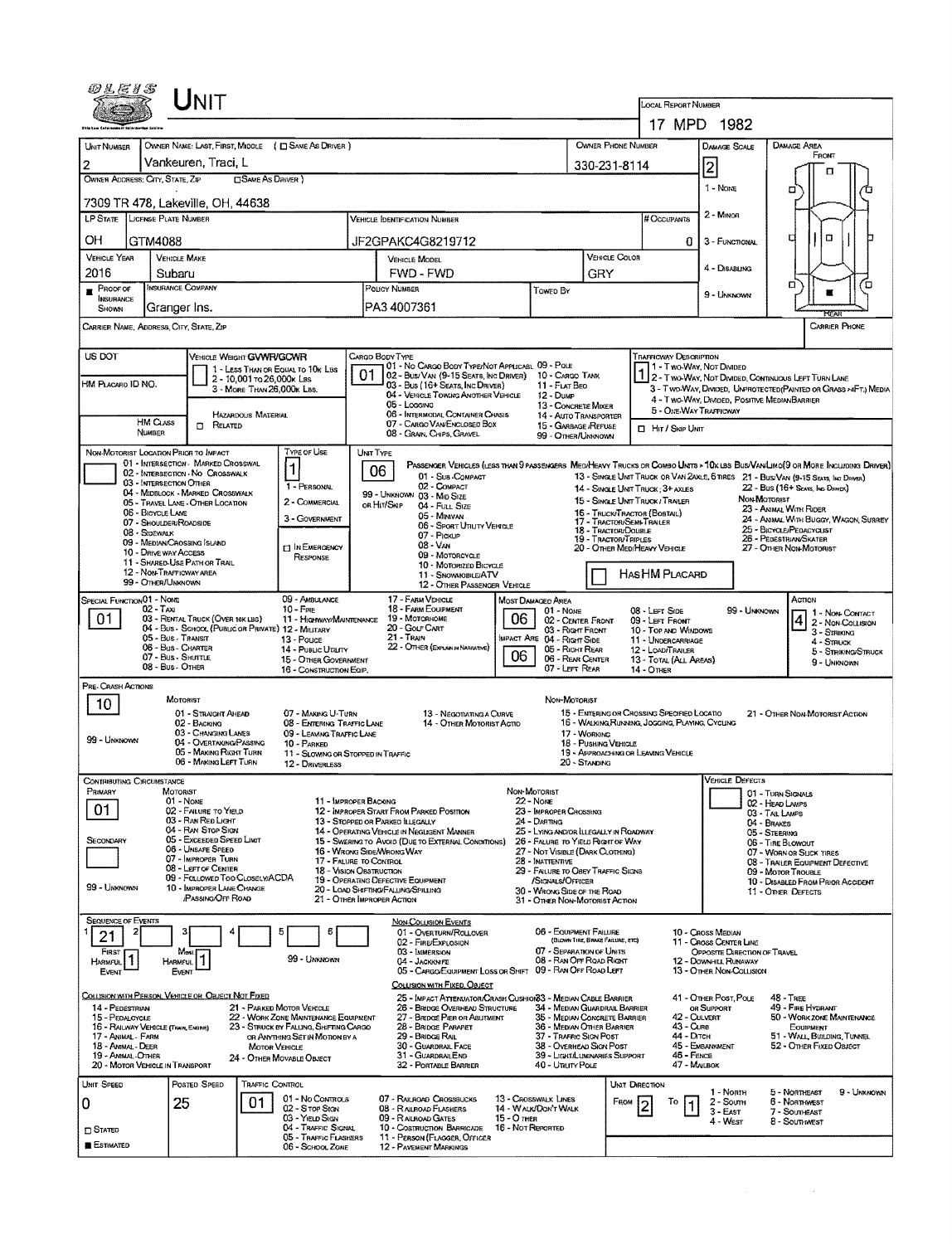# UNIT

**Local Report Number:** 17 MPD 1982

| Unit Number | Owner Name: Last, First, Middle (☐ Same as Driver) | Owner Phone Number | Damage Scale | Damage Area |
|---|---|---|---|---|
| 2 | Vankeuren, Traci, L | 330-231-8114 | 2 | Front |

**Owner Address: City, State, Zip** (☐ Same as Driver): 7309 TR 478, Lakeville, OH, 44638

Damage Scale: 1 - None; 2 - Minor; 3 - Functional; 4 - Disabling; 9 - Unknown

| LP State | License Plate Number | Vehicle Identification Number | # Occupants |
|---|---|---|---|
| OH | GTM4088 | JF2GPAKC4G8219712 | 0 |

| Vehicle Year | Vehicle Make | Vehicle Model | Vehicle Color |
|---|---|---|---|
| 2016 | Subaru | FWD - FWD | GRY |

| Proof of Insurance Shown | Insurance Company | Policy Number | Towed By |
|---|---|---|---|
| ■ | Granger Ins. | PA3 4007361 | |

Carrier Name, Address, City, State, Zip — Carrier Phone

US DOT — HM Placard ID No. — HM Class Number — ☐ Related — Hazardous Material

**Vehicle Weight GVWR/GCWR:** 1 - Less Than or Equal to 10k Lbs; 2 - 10,001 to 26,000k Lbs; 3 - More Than 26,000k Lbs.

**Cargo Body Type:** 01
01 - No Cargo Body Type/Not Applicabl; 02 - Bus/Van (9-15 Seats, Inc Driver); 03 - Bus (16+ Seats, Inc Driver); 04 - Vehicle Towing Another Vehicle; 05 - Logging; 06 - Intermodal Container Chasis; 07 - Cargo Van/Enclosed Box; 08 - Grain, Chips, Gravel; 09 - Pole; 10 - Cargo Tank; 11 - Flat Bed; 12 - Dump; 13 - Concrete Mixer; 14 - Auto Transporter; 15 - Garbage /Refuse; 99 - Other/Unknown

**Trafficway Description:** 1
1 - Two-Way, Not Divided; 2 - Two-Way, Not Divided, Continuous Left Turn Lane; 3 - Two-Way, Divided, Unprotected (Painted or Grass >4Ft.) Media; 4 - Two-Way, Divided, Positive Median Barrier; 5 - One-Way Trafficway; ☐ Hit / Skip Unit

**Non-Motorist Location Prior to Impact:**
01 - Intersection - Marked Crosswal; 02 - Intersection - No Crosswalk; 03 - Intersection Other; 04 - Midblock - Marked Crosswalk; 05 - Travel Lane - Other Location; 06 - Bicycle Lane; 07 - Shoulder/Roadside; 08 - Sidewalk; 09 - Median/Crossing Island; 10 - Drive way Access; 11 - Shared-Use Path or Trail; 12 - Non-Trafficway Area; 99 - Other/Unknown

**Type of Use:** 1
1 - Personal; 2 - Commercial; 3 - Government; ☐ In Emergency Response

**Unit Type:** 06
Passenger Vehicles (Less than 9 passengers): 01 - Sub-Compact; 02 - Compact; 99 - Unknown 03 - Mid Size; or Hit/Skip 04 - Full Size; 05 - Minivan; 06 - Sport Utility Vehicle; 07 - Pickup; 08 - Van; 09 - Motorcycle; 10 - Motorized Bicycle; 11 - Snowmobile/ATV; 12 - Other Passenger Vehicle
Med/Heavy Trucks or Combo Units > 10k lbs Bus/Van/Limo (9 or More Including Driver): 13 - Single Unit Truck or Van 2axle, 6 Tires; 14 - Single Unit Truck; 3+ Axles; 15 - Single Unit Truck / Trailer; 16 - Truck/Tractor (Bobtail); 17 - Tractor/Semi-Trailer; 18 - Tractor/Double; 19 - Tractor/Triples; 20 - Other Med/Heavy Vehicle; 21 - Bus/Van (9-15 Seats, Inc Driver); 22 - Bus (16+ Seats, Inc Driver)
Non-Motorist: 23 - Animal With Rider; 24 - Animal With Buggy, Wagon, Surrey; 25 - Bicycle/Pedacyclist; 26 - Pedestrian/Skater; 27 - Other Non-Motorist
☐ Has HM Placard

**Special Function:** 01
01 - None; 02 - Taxi; 03 - Rental Truck (Over 10k lbs); 04 - Bus - School (Public or Private); 05 - Bus - Transit; 06 - Bus - Charter; 07 - Bus - Shuttle; 08 - Bus - Other; 09 - Ambulance; 10 - Fire; 11 - Highway/Maintenance; 12 - Military; 13 - Police; 14 - Public Utility; 15 - Other Government; 16 - Construction Eqip.; 17 - Farm Vehicle; 18 - Farm Equipment; 19 - Motorhome; 20 - Golf Cart; 21 - Train; 22 - Other (Explain in Narrative)

**Most Damaged Area:** 06 — **Impact Are:** 06
01 - None; 02 - Center Front; 03 - Right Front; 04 - Right Side; 05 - Right Rear; 06 - Rear Center; 07 - Left Rear; 08 - Left Side; 09 - Left Front; 10 - Top and Windows; 11 - Undercarriage; 12 - Load/Trailer; 13 - Total (All Areas); 14 - Other; 99 - Unknown

**Action:** 4
1 - Non-Contact; 2 - Non-Collision; 3 - Striking; 4 - Struck; 5 - Striking/Struck; 9 - Unknown

**Pre-Crash Actions:** 10
Motorist: 01 - Straight Ahead; 02 - Backing; 03 - Changing Lanes; 04 - Overtaking/Passing; 05 - Making Right Turn; 06 - Making Left Turn; 07 - Making U-Turn; 08 - Entering Traffic Lane; 09 - Leaving Traffic Lane; 10 - Parked; 11 - Slowing or Stopped in Traffic; 12 - Driverless; 13 - Negotiating a Curve; 14 - Other Motorist Actio; 99 - Unknown
Non-Motorist: 15 - Entering or Crossing Specified Locatio; 16 - Walking, Running, Jogging, Playing, Cycling; 17 - Working; 18 - Pushing Vehicle; 19 - Approaching or Leaving Vehicle; 20 - Standing; 21 - Other Non Motorist Action

**Contributing Circumstance:** Primary: 01; Secondary: (blank)
Motorist: 01 - None; 02 - Failure to Yield; 03 - Ran Red Light; 04 - Ran Stop Sign; 05 - Exceeded Speed Limit; 06 - Unsafe Speed; 07 - Improper Turn; 08 - Left of Center; 09 - Followed Too Closely/ACDA; 10 - Improper Lane Change /Passing/Off Road; 11 - Improper Backing; 12 - Improper Start From Parked Position; 13 - Stopped or Parked Illegally; 14 - Operating Vehicle in Negligent Manner; 15 - Swering to Avoid (Due to External Conditions); 16 - Wrong Side/Wrong Way; 17 - Failure to Control; 18 - Vision Obstruction; 19 - Operating Defective Equipment; 20 - Load Shifting/Falling/Spilling; 21 - Other Improper Action; 99 - Unknown
Non-Motorist: 22 - None; 23 - Improper Crossing; 24 - Darting; 25 - Lying and/or Illegally in Roadway; 26 - Failure to Yield Right of Way; 27 - Not Visible (Dark Clothing); 28 - Inattentive; 29 - Failure to Obey Traffic Signs /Signals/Officer; 30 - Wrong Side of the Road; 31 - Other Non-Motorist Action

**Vehicle Defects:** 01 - Turn Signals; 02 - Head Lamps; 03 - Tail Lamps; 04 - Brakes; 05 - Steering; 06 - Tire Blowout; 07 - Worn or Slick Tires; 08 - Trailer Equipment Defective; 09 - Motor Trouble; 10 - Disabled From Prior Accident; 11 - Other Defects

**Sequence of Events:** 1: 21; 2: ; 3: ; 4: ; 5: ; 6: — First Harmful Event: 1 — Most Harmful Event: 1 — 99 - Unknown

Non-Collision Events: 01 - Overturn/Rollover; 02 - Fire/Explosion; 03 - Immersion; 04 - Jackknife; 05 - Cargo/Equipment Loss or Shift; 06 - Equipment Failure (Blown Tire, Brake Failure, etc); 07 - Separation of Units; 08 - Ran Off Road Right; 09 - Ran Off Road Left; 10 - Cross Median; 11 - Cross Center Line Opposite Direction of Travel; 12 - Downhill Runaway; 13 - Other Non-Collision

Collision with Person, Vehicle or Object Not Fixed: 14 - Pedestrian; 15 - Pedalcycle; 16 - Railway Vehicle (Train, Engine); 17 - Animal - Farm; 18 - Animal - Deer; 19 - Animal - Other; 20 - Motor Vehicle in Transport; 21 - Parked Motor Vehicle; 22 - Work Zone Maintenance Equipment; 23 - Struck by Falling, Shifting Cargo or Anything Set in Motion by a Motor Vehicle; 24 - Other Movable Object

Collision with Fixed, Object: 25 - Impact Attenuator/Crash Cushion; 26 - Bridge Overhead Structure; 27 - Bridge Pier or Abutment; 28 - Bridge Parapet; 29 - Bridge Rail; 30 - Guardrail Face; 31 - Guardrail End; 32 - Portable Barrier; 33 - Median Cable Barrier; 34 - Median Guardrail Barrier; 35 - Median Concrete Barrier; 36 - Median Other Barrier; 37 - Traffic Sign Post; 38 - Overhead Sign Post; 39 - Light/Luminaries Support; 40 - Utility Pole; 41 - Other Post, Pole or Support; 42 - Culvert; 43 - Curb; 44 - Ditch; 45 - Embankment; 46 - Fence; 47 - Mailbox; 48 - Tree; 49 - Fire Hydrant; 50 - Work Zone Maintenance Equipment; 51 - Wall, Building, Tunnel; 52 - Other Fixed Object

| Unit Speed | Posted Speed | Traffic Control | Unit Direction |
|---|---|---|---|
| 0 | 25 | 01 | From 2 To 1 |

☐ Stated ■ Estimated

Traffic Control: 01 - No Controls; 02 - Stop Sign; 03 - Yield Sign; 04 - Traffic Signal; 05 - Traffic Flashers; 06 - School Zone; 07 - Railroad Crossbucks; 08 - Railroad Flashers; 09 - Railroad Gates; 10 - Costruction Barricade; 11 - Person (Flagger, Officer); 12 - Pavement Markings; 13 - Crosswalk Lines; 14 - Walk/Don't Walk; 15 - Other; 16 - Not Reported

Unit Direction: 1 - North; 2 - South; 3 - East; 4 - West; 5 - Northeast; 6 - Northwest; 7 - Southeast; 8 - Southwest; 9 - Unknown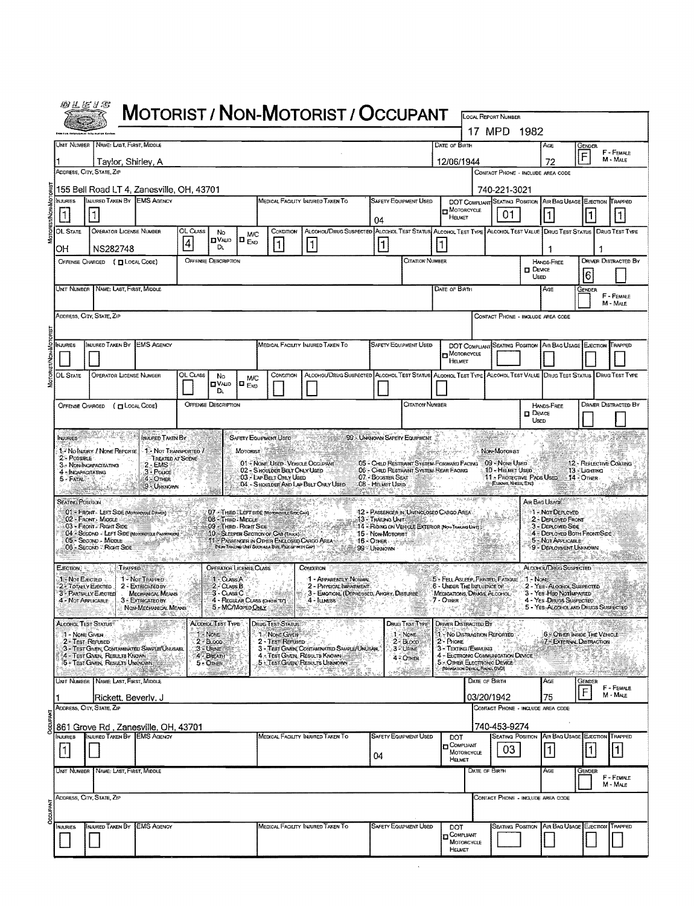# MOTORIST / NON-MOTORIST / OCCUPANT

**Local Report Number:** 17 MPD 1982

## Motorist/Non-Motorist

| Unit Number | Name: Last, First, Middle | Date of Birth | Age | Gender (F - Female, M - Male) |
|---|---|---|---|---|
| 1 | Taylor, Shirley, A | 12/06/1944 | 72 | F |

| Address, City, State, Zip | Contact Phone - Include Area Code |
|---|---|
| 155 Bell Road LT 4, Zanesville, OH, 43701 | 740-221-3021 |

| Injuries | Injured Taken By | EMS Agency | Medical Facility Injured Taken To | Safety Equipment Used | DOT Compliant Motorcycle Helmet | Seating Position | Air Bag Usage | Ejection | Trapped |
|---|---|---|---|---|---|---|---|---|---|
| 1 | 1 | | | 04 | | 01 | 1 | 1 | 1 |

| OL State | Operator License Number | OL Class | No Valid DL | M/C End | Condition | Alcohol/Drug Suspected | Alcohol Test Status | Alcohol Test Type | Alcohol Test Value | Drug Test Status | Drug Test Type |
|---|---|---|---|---|---|---|---|---|---|---|---|
| OH | NS282748 | 4 | | | 1 | 1 | 1 | 1 | | 1 | 1 |

| Offense Charged ( Local Code) | Offense Description | Citation Number | Hands-Free Device Used | Driver Distracted By |
|---|---|---|---|---|
| | | | | 6 |

| Unit Number | Name: Last, First, Middle | Date of Birth | Age | Gender (F - Female, M - Male) |
|---|---|---|---|---|
| | | | | |

| Address, City, State, Zip | Contact Phone - Include Area Code |
|---|---|
| | |

| Injuries | Injured Taken By | EMS Agency | Medical Facility Injured Taken To | Safety Equipment Used | DOT Compliant Motorcycle Helmet | Seating Position | Air Bag Usage | Ejection | Trapped |
|---|---|---|---|---|---|---|---|---|---|
| | | | | | | | | | |

| OL State | Operator License Number | OL Class | No Valid DL | M/C End | Condition | Alcohol/Drug Suspected | Alcohol Test Status | Alcohol Test Type | Alcohol Test Value | Drug Test Status | Drug Test Type |
|---|---|---|---|---|---|---|---|---|---|---|---|
| | | | | | | | | | | | |

| Offense Charged ( Local Code) | Offense Description | Citation Number | Hands-Free Device Used | Driver Distracted By |
|---|---|---|---|---|
| | | | | |

## Codes

**Injuries:** 1 - No Injury / None Reported; 2 - Possible; 3 - Non-Incapacitating; 4 - Incapacitating; 5 - Fatal

**Injured Taken By:** 1 - Not Transported / Treated at Scene; 2 - EMS; 3 - Police; 4 - Other; 9 - Unknown

**Safety Equipment Used:** 99 - Unknown Safety Equipment

Motorist: 01 - None Used - Vehicle Occupant; 02 - Shoulder Belt Only Used; 03 - Lap Belt Only Used; 04 - Shoulder and Lap Belt Only Used; 05 - Child Restraint System-Forward Facing; 06 - Child Restraint System-Rear Facing; 07 - Booster Seat; 08 - Helmet Used

Non-Motorist: 09 - None Used; 10 - Helmet Used; 11 - Protective Pads Used (Elbows, Knees, Etc); 12 - Reflective Coating; 13 - Lighting; 14 - Other

**Seating Position:** 01 - Front - Left Side (Motorcycle Driver); 02 - Front - Middle; 03 - Front - Right Side; 04 - Second - Left Side (Motorcycle Passenger); 05 - Second - Middle; 06 - Second - Right Side; 07 - Third - Left Side (Motorcycle Side Car); 08 - Third - Middle; 09 - Third - Right Side; 10 - Sleeper Section of Cab (Truck); 11 - Passenger in Other Enclosed Cargo Area (Non-Trailing Unit Such as a Bus, Pick-up with Cap); 12 - Passenger in Unenclosed Cargo Area; 13 - Trailing Unit; 14 - Riding on Vehicle Exterior (Non-Trailing Unit); 15 - Non-Motorist; 16 - Other; 99 - Unknown

**Air Bag Usage:** 1 - Not Deployed; 2 - Deployed Front; 3 - Deployed Side; 4 - Deployed Both Front/Side; 5 - Not Applicable; 9 - Deployment Unknown

**Ejection:** 1 - Not Ejected; 2 - Totally Ejected; 3 - Partially Ejected; 4 - Not Applicable

**Trapped:** 1 - Not Trapped; 2 - Extricated by Mechanical Means; 3 - Extricated by Non-Mechanical Means

**Operator License Class:** 1 - Class A; 2 - Class B; 3 - Class C; 4 - Regular Class (Ohio is "D"); 5 - M/C/Moped Only

**Condition:** 1 - Apparently Normal; 2 - Physical Impairment; 3 - Emotional (Depressed, Angry, Disturbed); 4 - Illness; 5 - Fell Asleep, Fainted, Fatigue; 6 - Under the Influence of Medications, Drugs, Alcohol; 7 - Other

**Alcohol/Drug Suspected:** 1 - None; 2 - Yes - Alcohol Suspected; 3 - Yes - HBD Not Impaired; 4 - Yes - Drugs Suspected; 5 - Yes - Alcohol and Drugs Suspected

**Alcohol Test Status:** 1 - None Given; 2 - Test Refused; 3 - Test Given, Contaminated Sample/Unusable; 4 - Test Given, Results Known; 5 - Test Given, Results Unknown

**Alcohol Test Type:** 1 - None; 2 - Blood; 3 - Urine; 4 - Breath; 5 - Other

**Drug Test Status:** 1 - None Given; 2 - Test Refused; 3 - Test Given, Contaminated Sample/Unusable; 4 - Test Given, Results Known; 5 - Test Given, Results Unknown

**Drug Test Type:** 1 - None; 2 - Blood; 3 - Urine; 4 - Other

**Driver Distracted By:** 1 - No Distraction Reported; 2 - Phone; 3 - Texting/Emailing; 4 - Electronic Communication Device; 5 - Other Electronic Device (Navigation Device, Radio, DVD); 6 - Other Inside the Vehicle; 7 - External Distraction

## Occupant

| Unit Number | Name: Last, First, Middle | Date of Birth | Age | Gender (F - Female, M - Male) |
|---|---|---|---|---|
| 1 | Rickett, Beverly, J | 03/20/1942 | 75 | F |

| Address, City, State, Zip | Contact Phone - Include Area Code |
|---|---|
| 861 Grove Rd , Zanesville, OH, 43701 | 740-453-9274 |

| Injuries | Injured Taken By | EMS Agency | Medical Facility Injured Taken To | Safety Equipment Used | DOT Compliant Motorcycle Helmet | Seating Position | Air Bag Usage | Ejection | Trapped |
|---|---|---|---|---|---|---|---|---|---|
| 1 | | | | 04 | | 03 | 1 | 1 | 1 |

| Unit Number | Name: Last, First, Middle | Date of Birth | Age | Gender (F - Female, M - Male) |
|---|---|---|---|---|
| | | | | |

| Address, City, State, Zip | Contact Phone - Include Area Code |
|---|---|
| | |

| Injuries | Injured Taken By | EMS Agency | Medical Facility Injured Taken To | Safety Equipment Used | DOT Compliant Motorcycle Helmet | Seating Position | Air Bag Usage | Ejection | Trapped |
|---|---|---|---|---|---|---|---|---|---|
| | | | | | | | | | |